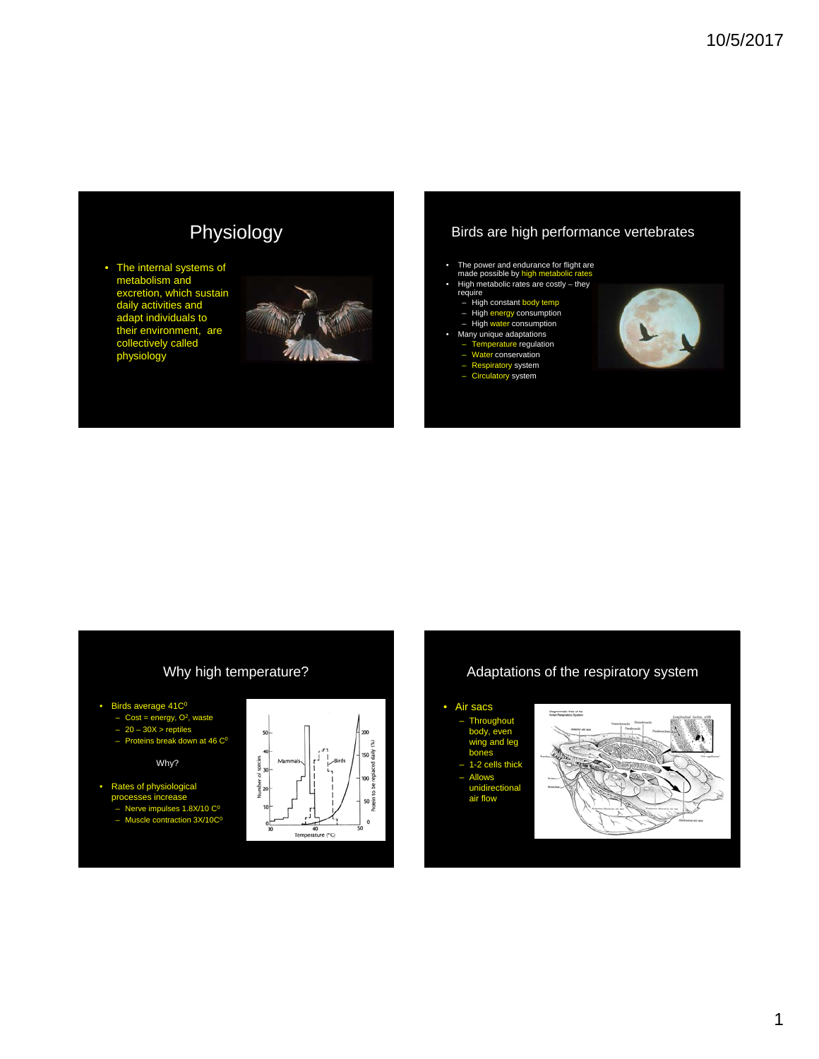## Physiology

- The internal systems of metabolism and excretion, which sustain daily activities and adapt individuals to their environment, are collectively called physiology

## Birds are high performance vertebrates

- The power and endurance for flight are made possible by high metabolic rates
- High metabolic rates are costly – they require
  - High constant body temp
  - High energy consumption
  - High water consumption
- Many unique adaptations
  - Temperature regulation
  - Water conservation
  - Respiratory system
  - Circulatory system

## Why high temperature?

- Birds average 41C$^0$
  - Cost = energy, O$^2$, waste
  - 20 – 30X > reptiles
  - Proteins break down at 46 C$^0$

Why?

- Rates of physiological processes increase
  - Nerve impulses 1.8X/10 C$^0$
  - Muscle contraction 3X/10C$^0$

## Adaptations of the respiratory system

- Air sacs
  - Throughout body, even wing and leg bones
  - 1-2 cells thick
  - Allows unidirectional air flow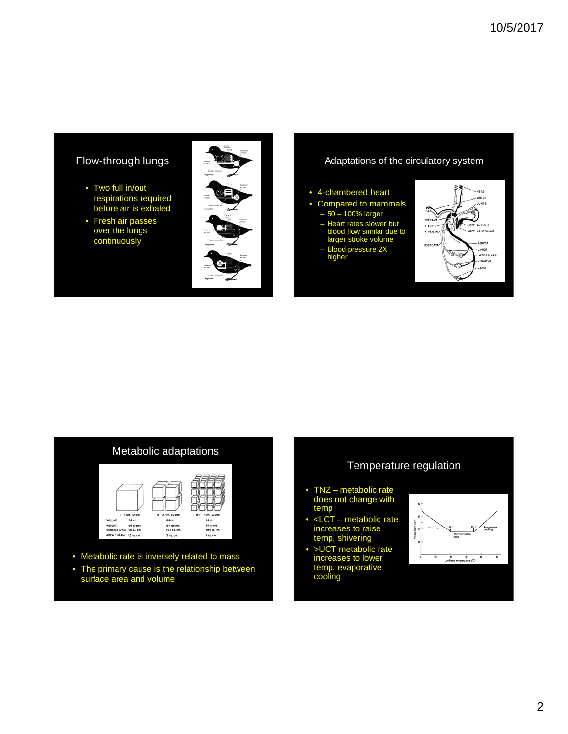## Flow-through lungs

- Two full in/out respirations required before air is exhaled
- Fresh air passes over the lungs continuously

## Adaptations of the circulatory system

- 4-chambered heart
- Compared to mammals
  - 50 – 100% larger
  - Heart rates slower but blood flow similar due to larger stroke volume
  - Blood pressure 2X higher

## Metabolic adaptations

| | 1 4 cm. cube | 8 2 cm. cubes | 64 1 cm. cubes |
|---|---|---|---|
| VOLUME | 64 cc. | 64cc. | 64 cc. |
| WEIGHT | 64 grams | 64 grams | 64 grams |
| SURFACE AREA | 96 sq. cm. | 192 sq. cm. | 384 sq. cm. |
| AREA / GRAM | 1.5 sq. cm. | 3 sq. cm. | 6 sq. cm. |

- Metabolic rate is inversely related to mass
- The primary cause is the relationship between surface area and volume

## Temperature regulation

- TNZ – metabolic rate does not change with temp
- <LCT – metabolic rate increases to raise temp, shivering
- >UCT metabolic rate increases to lower temp, evaporative cooling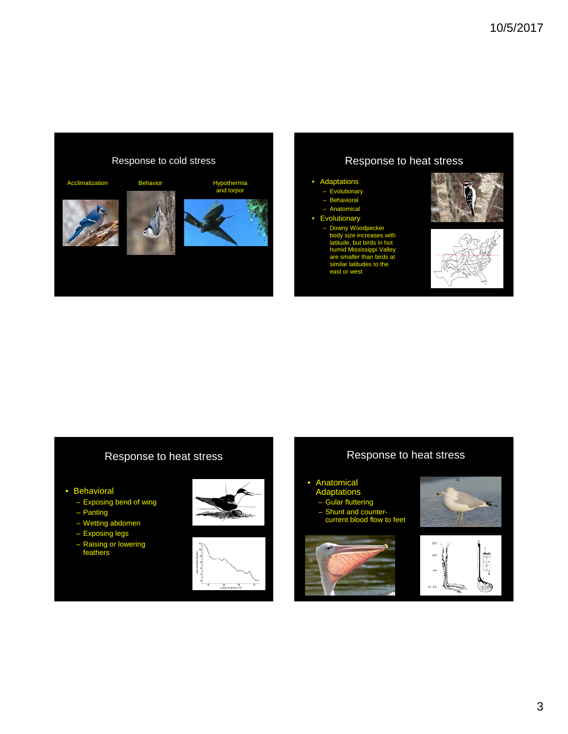## Response to cold stress

Acclimatization

Behavior

Hypothermia and torpor

## Response to heat stress

- Adaptations
  - Evolutionary
  - Behavioral
  - Anatomical
- Evolutionary
  - Downy Woodpecker body size increases with latitude, but birds in hot humid Mississippi Valley are smaller than birds at similar latitudes to the east or west

## Response to heat stress

- Behavioral
  - Exposing bend of wing
  - Panting
  - Wetting abdomen
  - Exposing legs
  - Raising or lowering feathers

## Response to heat stress

- Anatomical Adaptations
  - Gular fluttering
  - Shunt and counter-current blood flow to feet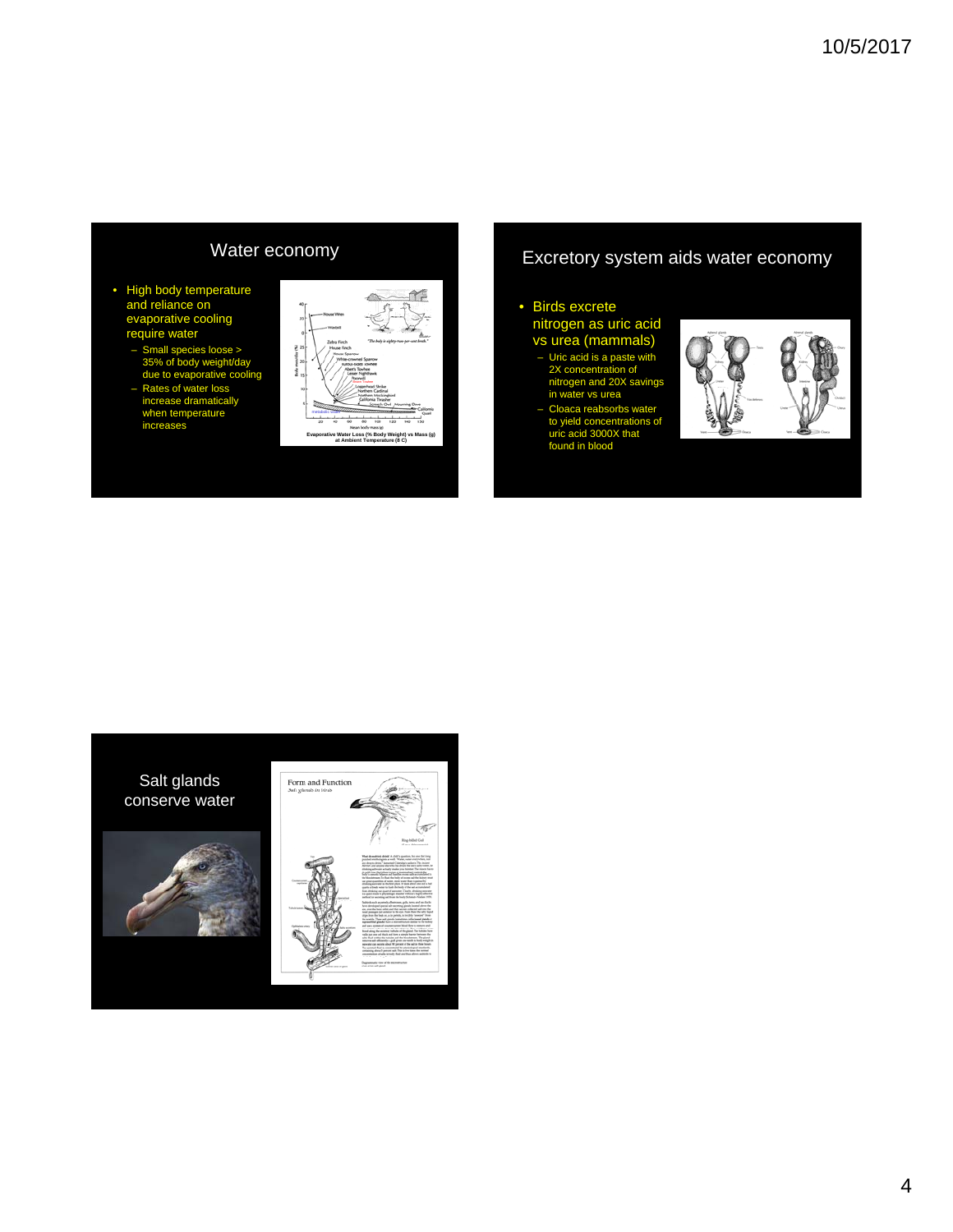## Water economy

- High body temperature and reliance on evaporative cooling require water
  - Small species loose > 35% of body weight/day due to evaporative cooling
  - Rates of water loss increase dramatically when temperature increases

Evaporative Water Loss (% Body Weight) vs Mass (g) at Ambient Temperature (8 C)

## Excretory system aids water economy

- Birds excrete nitrogen as uric acid vs urea (mammals)
  - Uric acid is a paste with 2X concentration of nitrogen and 20X savings in water vs urea
  - Cloaca reabsorbs water to yield concentrations of uric acid 3000X that found in blood

## Salt glands conserve water

Form and Function

Salt glands in birds